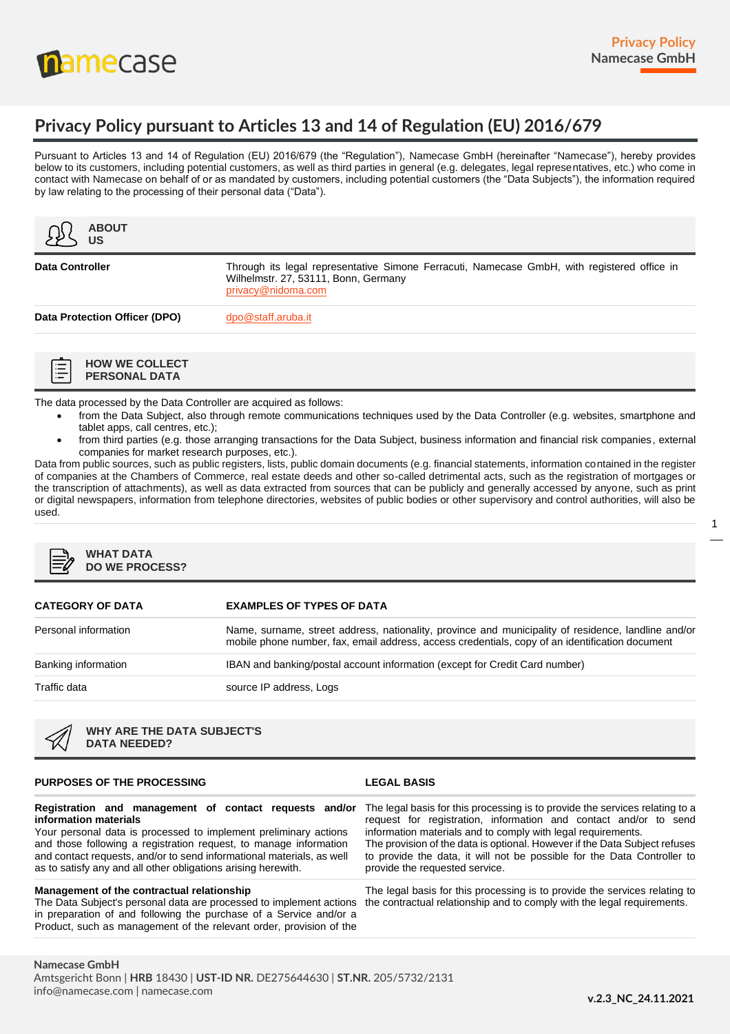# Privacy Policy pursuant to Articles 13 and 14 of Regulation (EU) 2016/679

Pursuant to Articles 13 and 14 of Regulation (EU) 2016/679 (the "Regulation"), Namecase GmbH (hereinafter "Namecase"), hereby provides below to its customers, including potential customers, as well as third parties in general (e.g. delegates, legal representatives, etc.) who come in contact with Namecase on behalf of or as mandated by customers, including potential customers (the "Data Subjects"), the information required by law relating to the processing of their personal data ("Data").

## ABOUT US

| | |
|---|---|
| **Data Controller** | Through its legal representative Simone Ferracuti, Namecase GmbH, with registered office in Wilhelmstr. 27, 53111, Bonn, Germany privacy@nidoma.com |
| **Data Protection Officer (DPO)** | dpo@staff.aruba.it |

## HOW WE COLLECT PERSONAL DATA

The data processed by the Data Controller are acquired as follows:

- from the Data Subject, also through remote communications techniques used by the Data Controller (e.g. websites, smartphone and tablet apps, call centres, etc.);
- from third parties (e.g. those arranging transactions for the Data Subject, business information and financial risk companies, external companies for market research purposes, etc.).

Data from public sources, such as public registers, lists, public domain documents (e.g. financial statements, information contained in the register of companies at the Chambers of Commerce, real estate deeds and other so-called detrimental acts, such as the registration of mortgages or the transcription of attachments), as well as data extracted from sources that can be publicly and generally accessed by anyone, such as print or digital newspapers, information from telephone directories, websites of public bodies or other supervisory and control authorities, will also be used.

## WHAT DATA DO WE PROCESS?

| CATEGORY OF DATA | EXAMPLES OF TYPES OF DATA |
|---|---|
| Personal information | Name, surname, street address, nationality, province and municipality of residence, landline and/or mobile phone number, fax, email address, access credentials, copy of an identification document |
| Banking information | IBAN and banking/postal account information (except for Credit Card number) |
| Traffic data | source IP address, Logs |

## WHY ARE THE DATA SUBJECT'S DATA NEEDED?

| PURPOSES OF THE PROCESSING | LEGAL BASIS |
|---|---|
| **Registration and management of contact requests and/or information materials**<br>Your personal data is processed to implement preliminary actions and those following a registration request, to manage information and contact requests, and/or to send informational materials, as well as to satisfy any and all other obligations arising herewith. | The legal basis for this processing is to provide the services relating to a request for registration, information and contact and/or to send information materials and to comply with legal requirements.<br>The provision of the data is optional. However if the Data Subject refuses to provide the data, it will not be possible for the Data Controller to provide the requested service. |
| **Management of the contractual relationship**<br>The Data Subject's personal data are processed to implement actions in preparation of and following the purchase of a Service and/or a Product, such as management of the relevant order, provision of the | The legal basis for this processing is to provide the services relating to the contractual relationship and to comply with the legal requirements. |

**Namecase GmbH**
Amtsgericht Bonn | **HRB** 18430 | **UST-ID NR.** DE275644630 | **ST.NR.** 205/5732/2131
info@namecase.com | namecase.com

**v.2.3_NC_24.11.2021**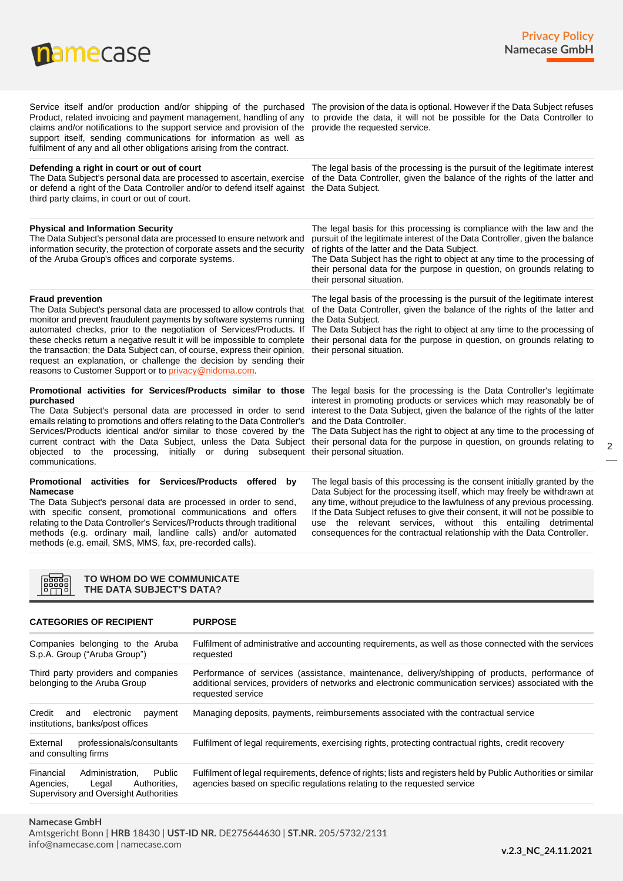| | |
|---|---|
| Service itself and/or production and/or shipping of the purchased Product, related invoicing and payment management, handling of any claims and/or notifications to the support service and provision of the support itself, sending communications for information as well as fulfilment of any and all other obligations arising from the contract. | The provision of the data is optional. However if the Data Subject refuses to provide the data, it will not be possible for the Data Controller to provide the requested service. |
| **Defending a right in court or out of court**<br>The Data Subject's personal data are processed to ascertain, exercise or defend a right of the Data Controller and/or to defend itself against third party claims, in court or out of court. | The legal basis of the processing is the pursuit of the legitimate interest of the Data Controller, given the balance of the rights of the latter and the Data Subject. |
| **Physical and Information Security**<br>The Data Subject's personal data are processed to ensure network and information security, the protection of corporate assets and the security of the Aruba Group's offices and corporate systems. | The legal basis for this processing is compliance with the law and the pursuit of the legitimate interest of the Data Controller, given the balance of rights of the latter and the Data Subject.<br>The Data Subject has the right to object at any time to the processing of their personal data for the purpose in question, on grounds relating to their personal situation. |
| **Fraud prevention**<br>The Data Subject's personal data are processed to allow controls that monitor and prevent fraudulent payments by software systems running automated checks, prior to the negotiation of Services/Products. If these checks return a negative result it will be impossible to complete the transaction; the Data Subject can, of course, express their opinion, request an explanation, or challenge the decision by sending their reasons to Customer Support or to privacy@nidoma.com. | The legal basis of the processing is the pursuit of the legitimate interest of the Data Controller, given the balance of the rights of the latter and the Data Subject.<br>The Data Subject has the right to object at any time to the processing of their personal data for the purpose in question, on grounds relating to their personal situation. |
| **Promotional activities for Services/Products similar to those purchased**<br>The Data Subject's personal data are processed in order to send emails relating to promotions and offers relating to the Data Controller's Services/Products identical and/or similar to those covered by the current contract with the Data Subject, unless the Data Subject objected to the processing, initially or during subsequent communications. | The legal basis for the processing is the Data Controller's legitimate interest in promoting products or services which may reasonably be of interest to the Data Subject, given the balance of the rights of the latter and the Data Controller.<br>The Data Subject has the right to object at any time to the processing of their personal data for the purpose in question, on grounds relating to their personal situation. |
| **Promotional activities for Services/Products offered by Namecase**<br>The Data Subject's personal data are processed in order to send, with specific consent, promotional communications and offers relating to the Data Controller's Services/Products through traditional methods (e.g. ordinary mail, landline calls) and/or automated methods (e.g. email, SMS, MMS, fax, pre-recorded calls). | The legal basis of this processing is the consent initially granted by the Data Subject for the processing itself, which may freely be withdrawn at any time, without prejudice to the lawfulness of any previous processing. If the Data Subject refuses to give their consent, it will not be possible to use the relevant services, without this entailing detrimental consequences for the contractual relationship with the Data Controller. |

## TO WHOM DO WE COMMUNICATE THE DATA SUBJECT'S DATA?

| CATEGORIES OF RECIPIENT | PURPOSE |
|---|---|
| Companies belonging to the Aruba S.p.A. Group ("Aruba Group") | Fulfilment of administrative and accounting requirements, as well as those connected with the services requested |
| Third party providers and companies belonging to the Aruba Group | Performance of services (assistance, maintenance, delivery/shipping of products, performance of additional services, providers of networks and electronic communication services) associated with the requested service |
| Credit and electronic payment institutions, banks/post offices | Managing deposits, payments, reimbursements associated with the contractual service |
| External professionals/consultants and consulting firms | Fulfilment of legal requirements, exercising rights, protecting contractual rights, credit recovery |
| Financial Administration, Public Agencies, Legal Authorities, Supervisory and Oversight Authorities | Fulfilment of legal requirements, defence of rights; lists and registers held by Public Authorities or similar agencies based on specific regulations relating to the requested service |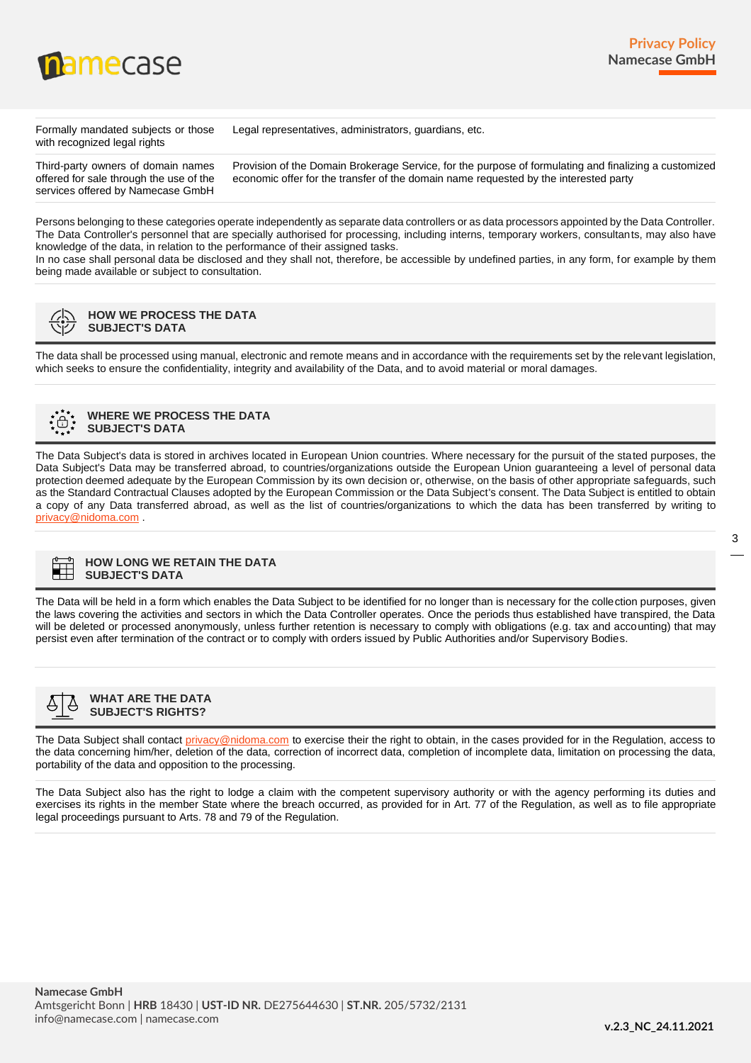| | |
|---|---|
| Formally mandated subjects or those with recognized legal rights | Legal representatives, administrators, guardians, etc. |
| Third-party owners of domain names offered for sale through the use of the services offered by Namecase GmbH | Provision of the Domain Brokerage Service, for the purpose of formulating and finalizing a customized economic offer for the transfer of the domain name requested by the interested party |

Persons belonging to these categories operate independently as separate data controllers or as data processors appointed by the Data Controller. The Data Controller's personnel that are specially authorised for processing, including interns, temporary workers, consultants, may also have knowledge of the data, in relation to the performance of their assigned tasks.
In no case shall personal data be disclosed and they shall not, therefore, be accessible by undefined parties, in any form, for example by them being made available or subject to consultation.

## HOW WE PROCESS THE DATA SUBJECT'S DATA

The data shall be processed using manual, electronic and remote means and in accordance with the requirements set by the relevant legislation, which seeks to ensure the confidentiality, integrity and availability of the Data, and to avoid material or moral damages.

## WHERE WE PROCESS THE DATA SUBJECT'S DATA

The Data Subject's data is stored in archives located in European Union countries. Where necessary for the pursuit of the stated purposes, the Data Subject's Data may be transferred abroad, to countries/organizations outside the European Union guaranteeing a level of personal data protection deemed adequate by the European Commission by its own decision or, otherwise, on the basis of other appropriate safeguards, such as the Standard Contractual Clauses adopted by the European Commission or the Data Subject's consent. The Data Subject is entitled to obtain a copy of any Data transferred abroad, as well as the list of countries/organizations to which the data has been transferred by writing to privacy@nidoma.com .

## HOW LONG WE RETAIN THE DATA SUBJECT'S DATA

The Data will be held in a form which enables the Data Subject to be identified for no longer than is necessary for the collection purposes, given the laws covering the activities and sectors in which the Data Controller operates. Once the periods thus established have transpired, the Data will be deleted or processed anonymously, unless further retention is necessary to comply with obligations (e.g. tax and accounting) that may persist even after termination of the contract or to comply with orders issued by Public Authorities and/or Supervisory Bodies.

## WHAT ARE THE DATA SUBJECT'S RIGHTS?

The Data Subject shall contact privacy@nidoma.com to exercise their the right to obtain, in the cases provided for in the Regulation, access to the data concerning him/her, deletion of the data, correction of incorrect data, completion of incomplete data, limitation on processing the data, portability of the data and opposition to the processing.

The Data Subject also has the right to lodge a claim with the competent supervisory authority or with the agency performing its duties and exercises its rights in the member State where the breach occurred, as provided for in Art. 77 of the Regulation, as well as to file appropriate legal proceedings pursuant to Arts. 78 and 79 of the Regulation.